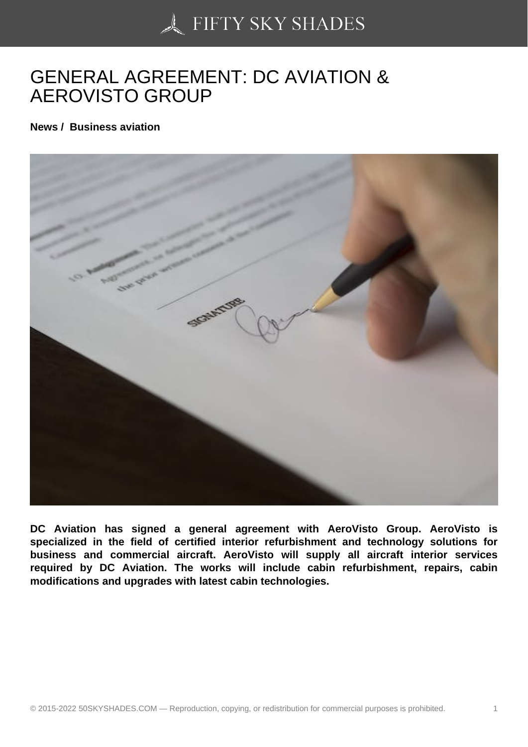# GENERAL AGREEMENT: DC AVIATION & AEROVISTO GROUP

**News / Business aviation**

**DC Aviation has signed a general agreement with AeroVisto Group. AeroVisto is specialized in the field of certified interior refurbishment and technology solutions for business and commercial aircraft. AeroVisto will supply all aircraft interior services required by DC Aviation. The works will include cabin refurbishment, repairs, cabin modifications and upgrades with latest cabin technologies.**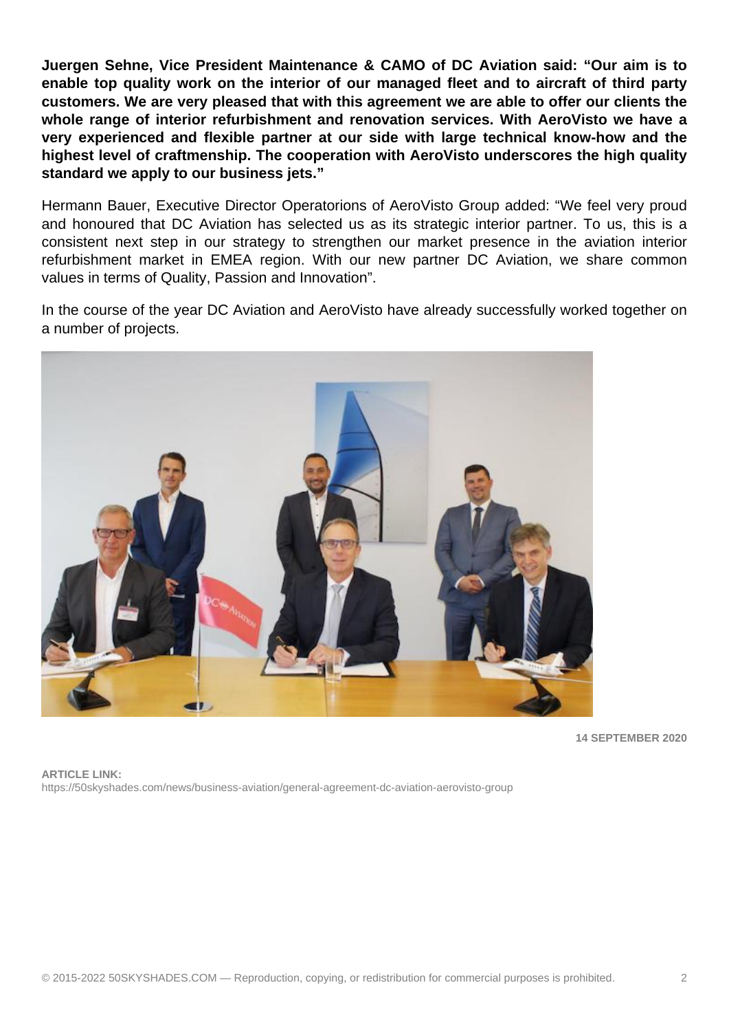**Juergen Sehne, Vice President Maintenance & CAMO of DC Aviation said: "Our aim is to enable top quality work on the interior of our managed fleet and to aircraft of third party customers. We are very pleased that with this agreement we are able to offer our clients the whole range of interior refurbishment and renovation services. With AeroVisto we have a very experienced and flexible partner at our side with large technical know-how and the highest level of craftmenship. The cooperation with AeroVisto underscores the high quality standard we apply to our business jets."**

Hermann Bauer, Executive Director Operatorions of AeroVisto Group added: "We feel very proud and honoured that DC Aviation has selected us as its strategic interior partner. To us, this is a consistent next step in our strategy to strengthen our market presence in the aviation interior refurbishment market in EMEA region. With our new partner DC Aviation, we share common values in terms of Quality, Passion and Innovation".

In the course of the year DC Aviation and AeroVisto have already successfully worked together on a number of projects.

**14 SEPTEMBER 2020**

**ARTICLE LINK:**
https://50skyshades.com/news/business-aviation/general-agreement-dc-aviation-aerovisto-group

© 2015-2022 50SKYSHADES.COM — Reproduction, copying, or redistribution for commercial purposes is prohibited.